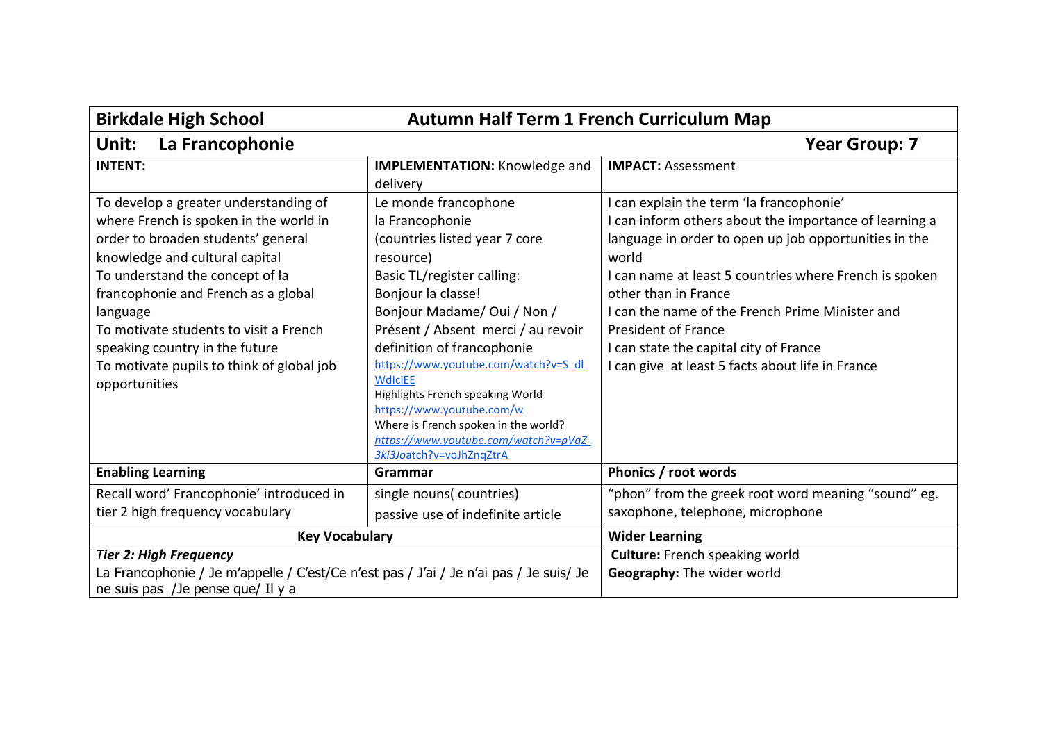| **Birkdale High School** | **Autumn Half Term 1 French Curriculum Map** | |
|---|---|---|
| **Unit: La Francophonie** | | **Year Group: 7** |
| **INTENT:** | **IMPLEMENTATION:** Knowledge and delivery | **IMPACT:** Assessment |
| To develop a greater understanding of where French is spoken in the world in order to broaden students' general knowledge and cultural capital<br>To understand the concept of la francophonie and French as a global language<br>To motivate students to visit a French speaking country in the future<br>To motivate pupils to think of global job opportunities | Le monde francophone<br>la Francophonie<br>(countries listed year 7 core resource)<br>Basic TL/register calling:<br>Bonjour la classe!<br>Bonjour Madame/ Oui / Non / Présent / Absent merci / au revoir<br>definition of francophonie<br>https://www.youtube.com/watch?v=S_dlWdIciEE<br>Highlights French speaking World<br>https://www.youtube.com/w<br>Where is French spoken in the world?<br>*https://www.youtube.com/watch?v=pVqZ-3ki3Joatch?v=voJhZnqZtrA* | I can explain the term 'la francophonie'<br>I can inform others about the importance of learning a language in order to open up job opportunities in the world<br>I can name at least 5 countries where French is spoken other than in France<br>I can the name of the French Prime Minister and President of France<br>I can state the capital city of France<br>I can give at least 5 facts about life in France |
| **Enabling Learning** | **Grammar** | **Phonics / root words** |
| Recall word' Francophonie' introduced in tier 2 high frequency vocabulary | single nouns( countries)<br>passive use of indefinite article | "phon" from the greek root word meaning "sound" eg. saxophone, telephone, microphone |
| **Key Vocabulary** | | **Wider Learning** |
| ***Tier 2: High Frequency***<br>La Francophonie / Je m'appelle / C'est/Ce n'est pas / J'ai / Je n'ai pas / Je suis/ Je ne suis pas /Je pense que/ Il y a | | **Culture:** French speaking world<br>**Geography:** The wider world |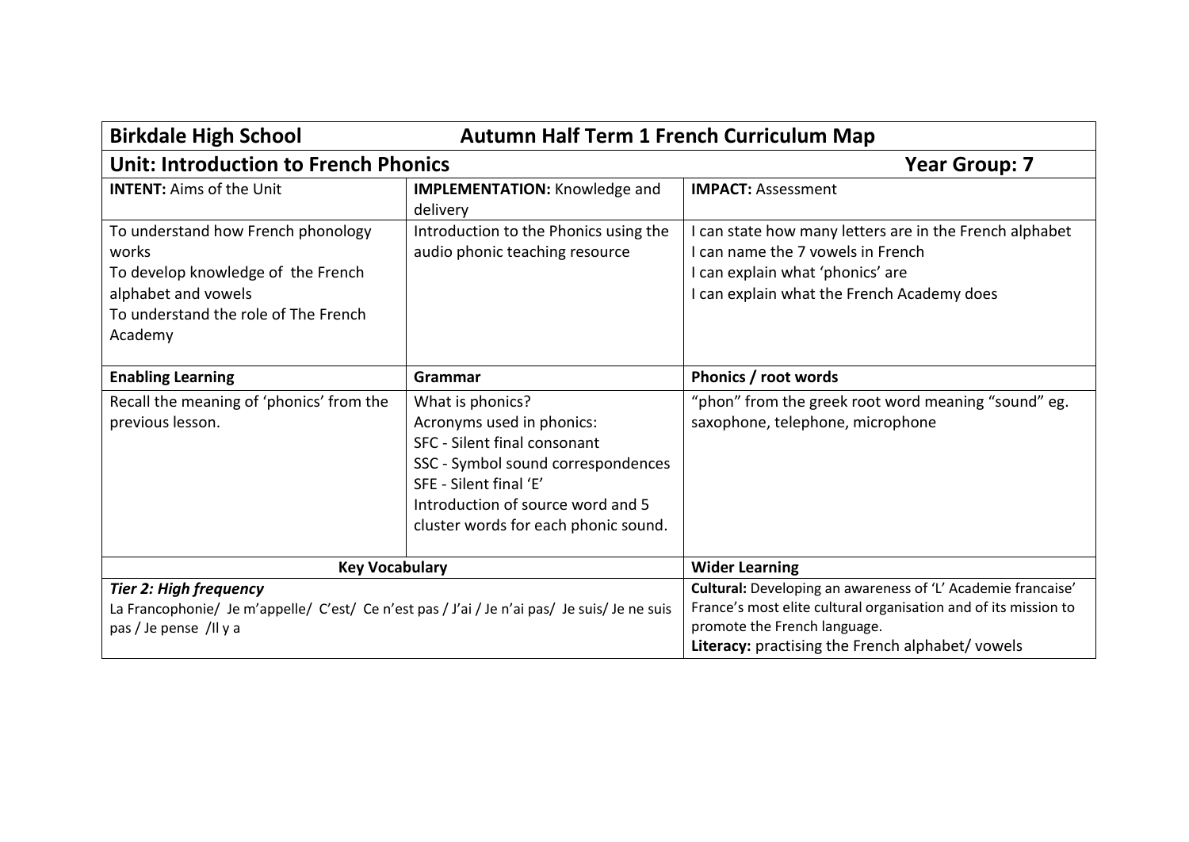| **Birkdale High School** | **Autumn Half Term 1 French Curriculum Map** | |
|---|---|---|
| **Unit: Introduction to French Phonics** | | **Year Group: 7** |
| **INTENT:** Aims of the Unit | **IMPLEMENTATION:** Knowledge and delivery | **IMPACT:** Assessment |
| To understand how French phonology works<br>To develop knowledge of the French alphabet and vowels<br>To understand the role of The French Academy | Introduction to the Phonics using the audio phonic teaching resource | I can state how many letters are in the French alphabet<br>I can name the 7 vowels in French<br>I can explain what 'phonics' are<br>I can explain what the French Academy does |
| **Enabling Learning** | **Grammar** | **Phonics / root words** |
| Recall the meaning of 'phonics' from the previous lesson. | What is phonics?<br>Acronyms used in phonics:<br>SFC - Silent final consonant<br>SSC - Symbol sound correspondences<br>SFE - Silent final 'E'<br>Introduction of source word and 5 cluster words for each phonic sound. | "phon" from the greek root word meaning "sound" eg. saxophone, telephone, microphone |
| **Key Vocabulary** | | **Wider Learning** |
| ***Tier 2: High frequency***<br>La Francophonie/ Je m'appelle/ C'est/ Ce n'est pas / J'ai / Je n'ai pas/ Je suis/ Je ne suis pas / Je pense /Il y a | | **Cultural:** Developing an awareness of 'L' Academie francaise' France's most elite cultural organisation and of its mission to promote the French language.<br>**Literacy:** practising the French alphabet/ vowels |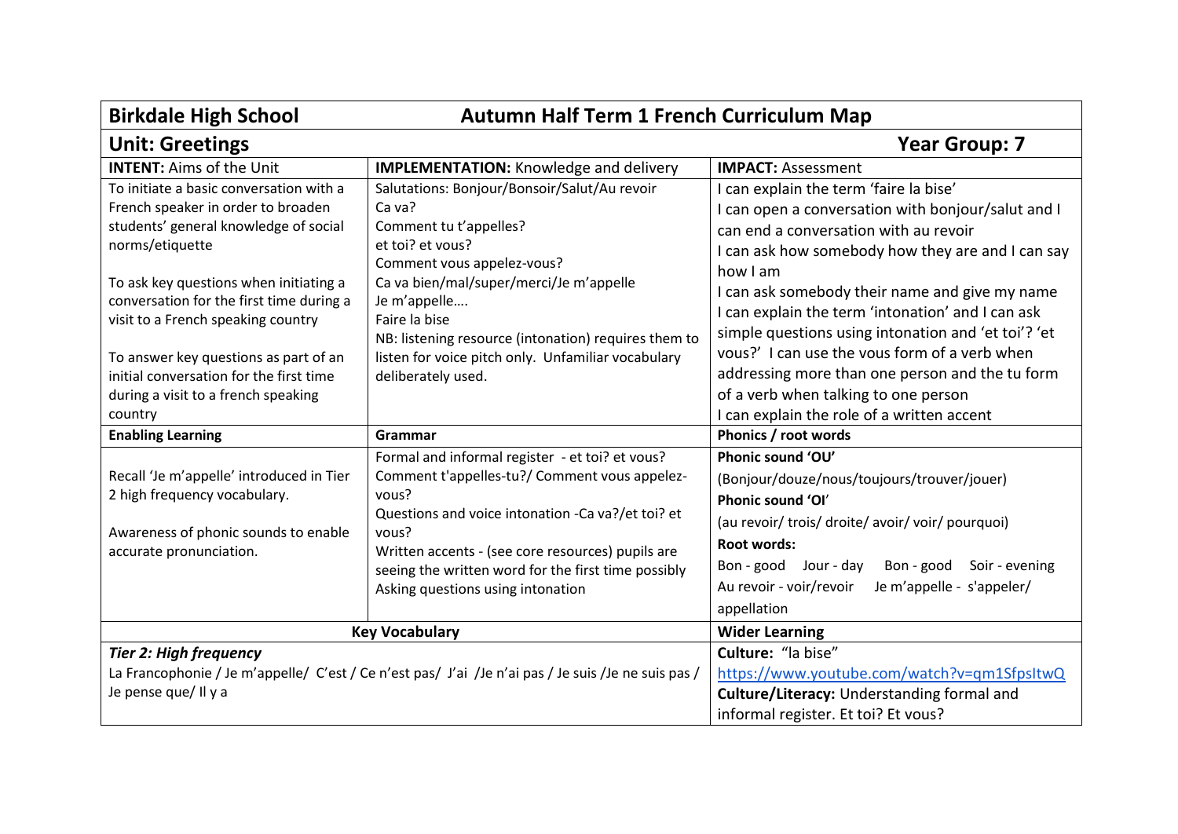| **Birkdale High School** | **Autumn Half Term 1 French Curriculum Map** | |
|---|---|---|
| **Unit: Greetings** | | **Year Group: 7** |
| **INTENT:** Aims of the Unit | **IMPLEMENTATION:** Knowledge and delivery | **IMPACT:** Assessment |
| To initiate a basic conversation with a French speaker in order to broaden students' general knowledge of social norms/etiquette<br><br>To ask key questions when initiating a conversation for the first time during a visit to a French speaking country<br><br>To answer key questions as part of an initial conversation for the first time during a visit to a french speaking country | Salutations: Bonjour/Bonsoir/Salut/Au revoir<br>Ca va?<br>Comment tu t'appelles?<br>et toi? et vous?<br>Comment vous appelez-vous?<br>Ca va bien/mal/super/merci/Je m'appelle<br>Je m'appelle….<br>Faire la bise<br>NB: listening resource (intonation) requires them to listen for voice pitch only. Unfamiliar vocabulary deliberately used. | I can explain the term 'faire la bise'<br>I can open a conversation with bonjour/salut and I can end a conversation with au revoir<br>I can ask how somebody how they are and I can say how I am<br>I can ask somebody their name and give my name<br>I can explain the term 'intonation' and I can ask simple questions using intonation and 'et toi'? 'et vous?' I can use the vous form of a verb when addressing more than one person and the tu form of a verb when talking to one person<br>I can explain the role of a written accent |
| **Enabling Learning** | **Grammar** | **Phonics / root words** |
| Recall 'Je m'appelle' introduced in Tier 2 high frequency vocabulary.<br><br>Awareness of phonic sounds to enable accurate pronunciation. | Formal and informal register - et toi? et vous?<br>Comment t'appelles-tu?/ Comment vous appelez-vous?<br>Questions and voice intonation -Ca va?/et toi? et vous?<br>Written accents - (see core resources) pupils are seeing the written word for the first time possibly<br>Asking questions using intonation | **Phonic sound 'OU'**<br>(Bonjour/douze/nous/toujours/trouver/jouer)<br>**Phonic sound 'OI'**<br>(au revoir/ trois/ droite/ avoir/ voir/ pourquoi)<br>**Root words:**<br>Bon - good   Jour - day   Bon - good   Soir - evening<br>Au revoir - voir/revoir   Je m'appelle - s'appeler/ appellation |
| **Key Vocabulary** | | **Wider Learning** |
| ***Tier 2: High frequency***<br>La Francophonie / Je m'appelle/ C'est / Ce n'est pas/ J'ai /Je n'ai pas / Je suis /Je ne suis pas / Je pense que/ Il y a | | **Culture:** "la bise"<br>https://www.youtube.com/watch?v=qm1SfpsItwQ<br>**Culture/Literacy:** Understanding formal and informal register. Et toi? Et vous? |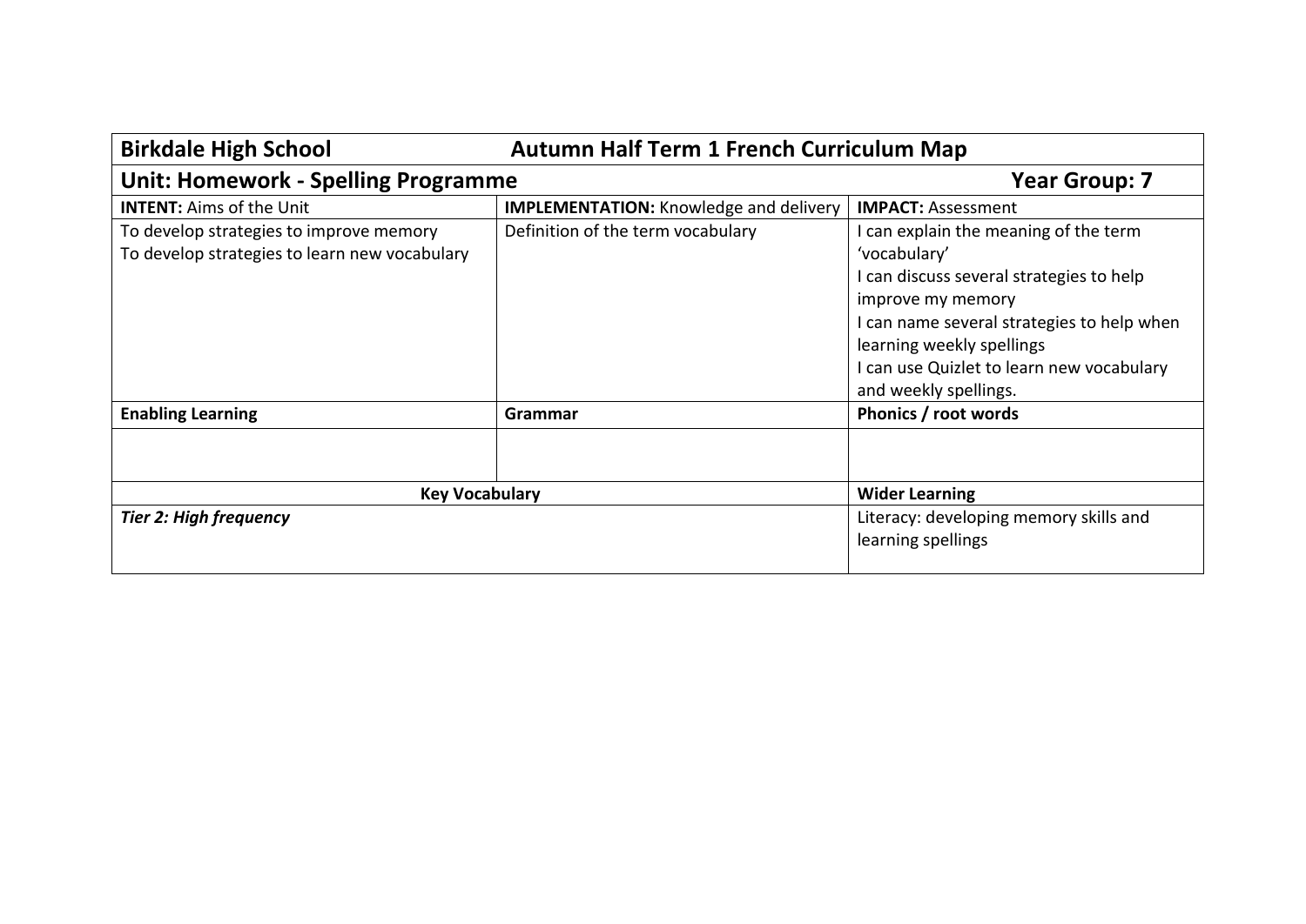| **Birkdale High School** | **Autumn Half Term 1 French Curriculum Map** | |
|---|---|---|
| **Unit: Homework - Spelling Programme** | | **Year Group: 7** |
| **INTENT:** Aims of the Unit | **IMPLEMENTATION:** Knowledge and delivery | **IMPACT:** Assessment |
| To develop strategies to improve memory<br>To develop strategies to learn new vocabulary | Definition of the term vocabulary | I can explain the meaning of the term 'vocabulary'<br>I can discuss several strategies to help improve my memory<br>I can name several strategies to help when learning weekly spellings<br>I can use Quizlet to learn new vocabulary and weekly spellings. |
| **Enabling Learning** | **Grammar** | **Phonics / root words** |
| | | |
| **Key Vocabulary** | | **Wider Learning** |
| ***Tier 2: High frequency*** | | Literacy: developing memory skills and learning spellings |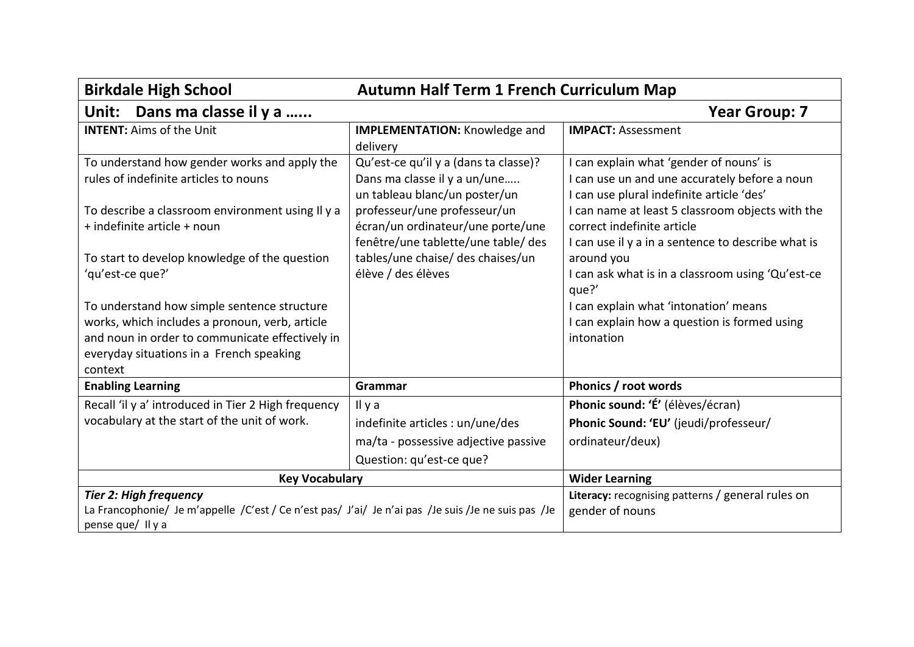| **Birkdale High School** | **Autumn Half Term 1 French Curriculum Map** | |
|---|---|---|
| **Unit: Dans ma classe il y a …...** | | **Year Group: 7** |
| **INTENT:** Aims of the Unit | **IMPLEMENTATION:** Knowledge and delivery | **IMPACT:** Assessment |
| To understand how gender works and apply the rules of indefinite articles to nouns<br><br>To describe a classroom environment using Il y a + indefinite article + noun<br><br>To start to develop knowledge of the question 'qu'est-ce que?'<br><br>To understand how simple sentence structure works, which includes a pronoun, verb, article and noun in order to communicate effectively in everyday situations in a French speaking context | Qu'est-ce qu'il y a (dans ta classe)?<br>Dans ma classe il y a un/une…..<br>un tableau blanc/un poster/un professeur/une professeur/un écran/un ordinateur/une porte/une fenêtre/une tablette/une table/ des tables/une chaise/ des chaises/un élève / des élèves | I can explain what 'gender of nouns' is<br>I can use un and une accurately before a noun<br>I can use plural indefinite article 'des'<br>I can name at least 5 classroom objects with the correct indefinite article<br>I can use il y a in a sentence to describe what is around you<br>I can ask what is in a classroom using 'Qu'est-ce que?'<br>I can explain what 'intonation' means<br>I can explain how a question is formed using intonation |
| **Enabling Learning** | **Grammar** | **Phonics / root words** |
| Recall 'il y a' introduced in Tier 2 High frequency vocabulary at the start of the unit of work. | Il y a<br>indefinite articles : un/une/des<br>ma/ta - possessive adjective passive<br>Question: qu'est-ce que? | **Phonic sound: 'É'** (élèves/écran)<br>**Phonic Sound: 'EU'** (jeudi/professeur/ ordinateur/deux) |
| **Key Vocabulary** | | **Wider Learning** |
| ***Tier 2: High frequency***<br>La Francophonie/ Je m'appelle /C'est / Ce n'est pas/ J'ai/ Je n'ai pas /Je suis /Je ne suis pas /Je pense que/ Il y a | | **Literacy:** recognising patterns / general rules on gender of nouns |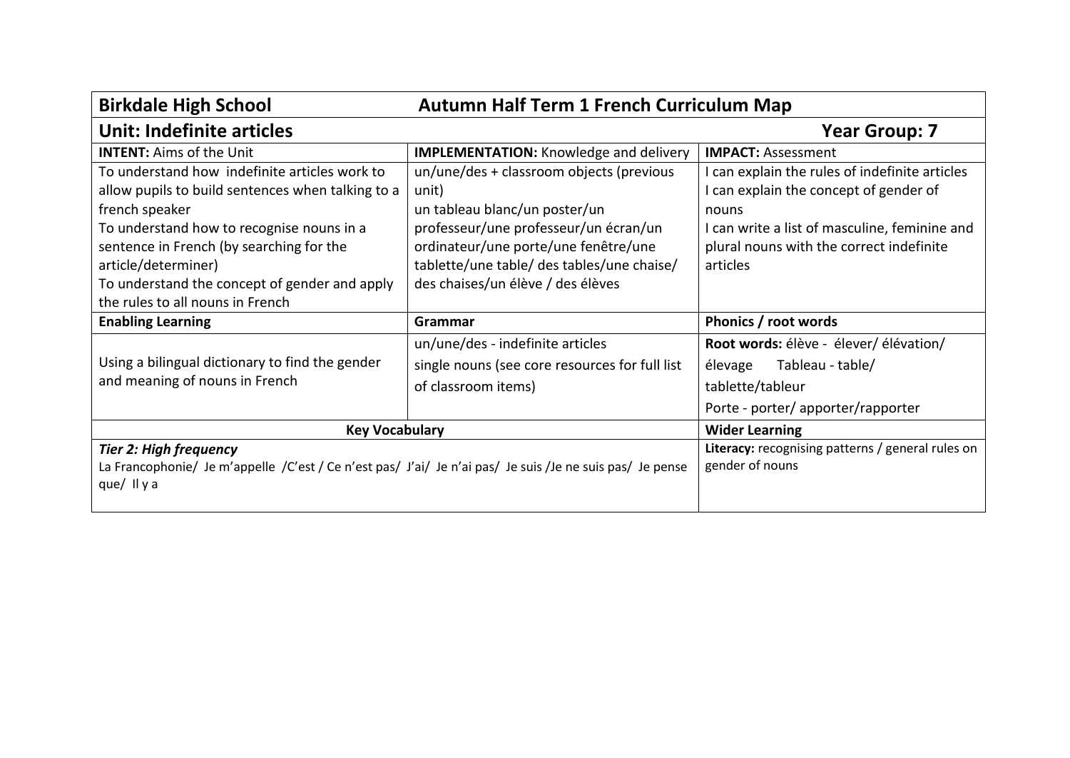| **Birkdale High School** | **Autumn Half Term 1 French Curriculum Map** | |
|---|---|---|
| **Unit: Indefinite articles** | | **Year Group: 7** |
| **INTENT:** Aims of the Unit | **IMPLEMENTATION:** Knowledge and delivery | **IMPACT:** Assessment |
| To understand how indefinite articles work to allow pupils to build sentences when talking to a french speaker<br>To understand how to recognise nouns in a sentence in French (by searching for the article/determiner)<br>To understand the concept of gender and apply the rules to all nouns in French | un/une/des + classroom objects (previous unit)<br>un tableau blanc/un poster/un professeur/une professeur/un écran/un ordinateur/une porte/une fenêtre/une tablette/une table/ des tables/une chaise/ des chaises/un élève / des élèves | I can explain the rules of indefinite articles<br>I can explain the concept of gender of nouns<br>I can write a list of masculine, feminine and plural nouns with the correct indefinite articles |
| **Enabling Learning** | **Grammar** | **Phonics / root words** |
| Using a bilingual dictionary to find the gender and meaning of nouns in French | un/une/des - indefinite articles<br>single nouns (see core resources for full list of classroom items) | **Root words:** élève - élever/ élévation/ élevage Tableau - table/ tablette/tableur<br>Porte - porter/ apporter/rapporter |
| **Key Vocabulary** | | **Wider Learning** |
| ***Tier 2: High frequency***<br>La Francophonie/ Je m'appelle /C'est / Ce n'est pas/ J'ai/ Je n'ai pas/ Je suis /Je ne suis pas/ Je pense que/ Il y a | | **Literacy:** recognising patterns / general rules on gender of nouns |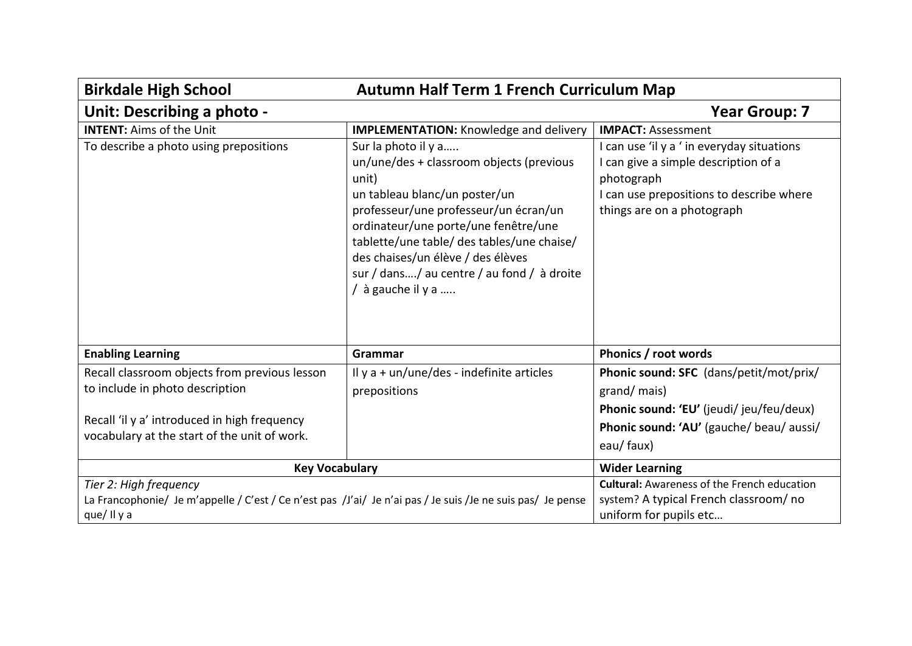| | | |
|---|---|---|
| **Birkdale High School** | **Autumn Half Term 1 French Curriculum Map** | |
| **Unit: Describing a photo -** | | **Year Group: 7** |
| **INTENT:** Aims of the Unit | **IMPLEMENTATION:** Knowledge and delivery | **IMPACT:** Assessment |
| To describe a photo using prepositions | Sur la photo il y a…..<br>un/une/des + classroom objects (previous unit)<br>un tableau blanc/un poster/un professeur/une professeur/un écran/un ordinateur/une porte/une fenêtre/une tablette/une table/ des tables/une chaise/ des chaises/un élève / des élèves<br>sur / dans…./ au centre / au fond / à droite / à gauche il y a ….. | I can use 'il y a ' in everyday situations<br>I can give a simple description of a photograph<br>I can use prepositions to describe where things are on a photograph |
| **Enabling Learning** | **Grammar** | **Phonics / root words** |
| Recall classroom objects from previous lesson to include in photo description<br><br>Recall 'il y a' introduced in high frequency vocabulary at the start of the unit of work. | Il y a + un/une/des - indefinite articles<br>prepositions | **Phonic sound: SFC** (dans/petit/mot/prix/ grand/ mais)<br>**Phonic sound: 'EU'** (jeudi/ jeu/feu/deux)<br>**Phonic sound: 'AU'** (gauche/ beau/ aussi/ eau/ faux) |
| **Key Vocabulary** | | **Wider Learning** |
| *Tier 2: High frequency*<br>La Francophonie/ Je m'appelle / C'est / Ce n'est pas /J'ai/ Je n'ai pas / Je suis /Je ne suis pas/ Je pense que/ Il y a | | **Cultural:** Awareness of the French education system? A typical French classroom/ no uniform for pupils etc… |